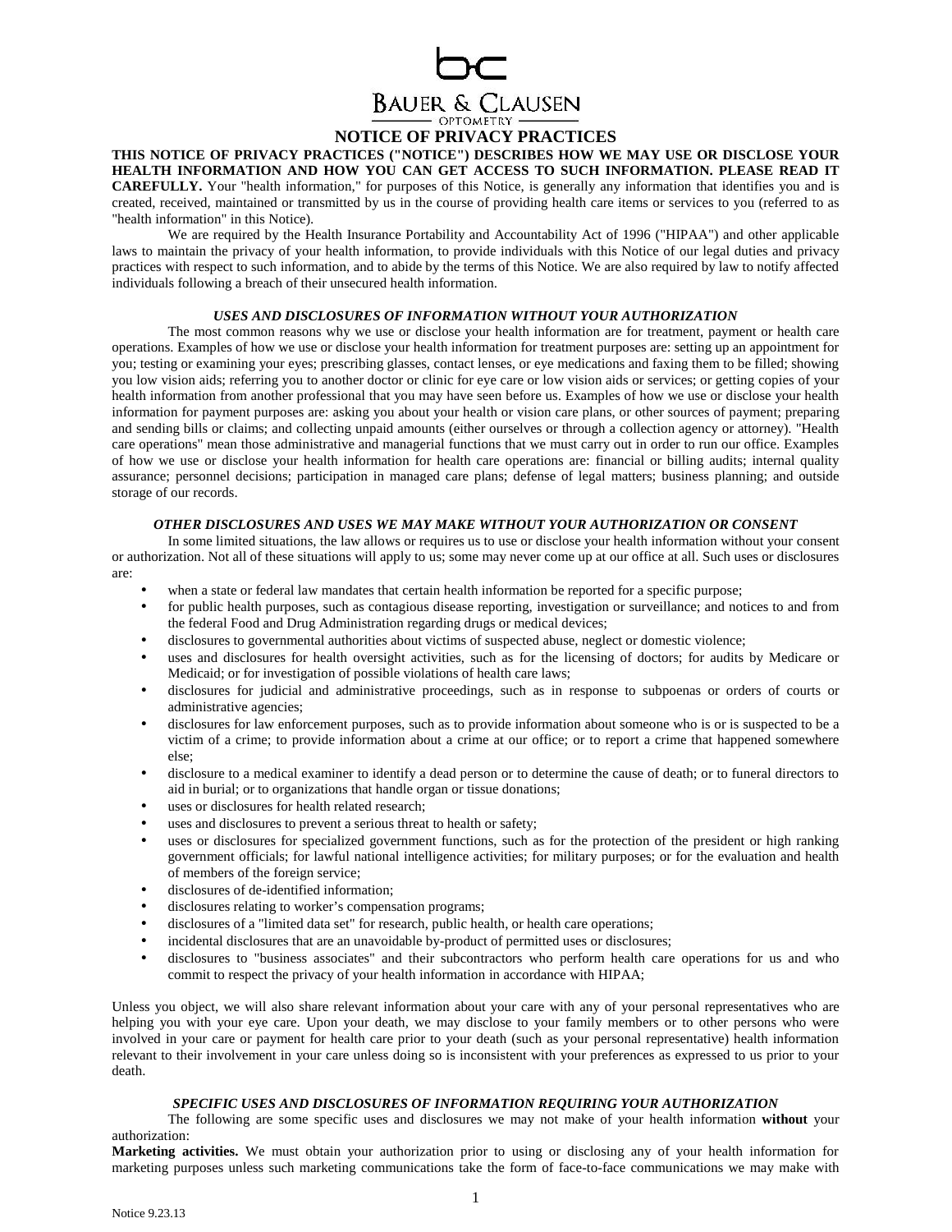# BAUER & CLAUSEN

OPTOMETRY

## NOTICE OF PRIVACY PRACTICES

**THIS NOTICE OF PRIVACY PRACTICES ("NOTICE") DESCRIBES HOW WE MAY USE OR DISCLOSE YOUR HEALTH INFORMATION AND HOW YOU CAN GET ACCESS TO SUCH INFORMATION. PLEASE READ IT CAREFULLY.** Your "health information," for purposes of this Notice, is generally any information that identifies you and is created, received, maintained or transmitted by us in the course of providing health care items or services to you (referred to as "health information" in this Notice).

We are required by the Health Insurance Portability and Accountability Act of 1996 ("HIPAA") and other applicable laws to maintain the privacy of your health information, to provide individuals with this Notice of our legal duties and privacy practices with respect to such information, and to abide by the terms of this Notice. We are also required by law to notify affected individuals following a breach of their unsecured health information.

### *USES AND DISCLOSURES OF INFORMATION WITHOUT YOUR AUTHORIZATION*

The most common reasons why we use or disclose your health information are for treatment, payment or health care operations. Examples of how we use or disclose your health information for treatment purposes are: setting up an appointment for you; testing or examining your eyes; prescribing glasses, contact lenses, or eye medications and faxing them to be filled; showing you low vision aids; referring you to another doctor or clinic for eye care or low vision aids or services; or getting copies of your health information from another professional that you may have seen before us. Examples of how we use or disclose your health information for payment purposes are: asking you about your health or vision care plans, or other sources of payment; preparing and sending bills or claims; and collecting unpaid amounts (either ourselves or through a collection agency or attorney). "Health care operations" mean those administrative and managerial functions that we must carry out in order to run our office. Examples of how we use or disclose your health information for health care operations are: financial or billing audits; internal quality assurance; personnel decisions; participation in managed care plans; defense of legal matters; business planning; and outside storage of our records.

### *OTHER DISCLOSURES AND USES WE MAY MAKE WITHOUT YOUR AUTHORIZATION OR CONSENT*

In some limited situations, the law allows or requires us to use or disclose your health information without your consent or authorization. Not all of these situations will apply to us; some may never come up at our office at all. Such uses or disclosures are:

- when a state or federal law mandates that certain health information be reported for a specific purpose;
- for public health purposes, such as contagious disease reporting, investigation or surveillance; and notices to and from the federal Food and Drug Administration regarding drugs or medical devices;
- disclosures to governmental authorities about victims of suspected abuse, neglect or domestic violence;
- uses and disclosures for health oversight activities, such as for the licensing of doctors; for audits by Medicare or Medicaid; or for investigation of possible violations of health care laws;
- disclosures for judicial and administrative proceedings, such as in response to subpoenas or orders of courts or administrative agencies;
- disclosures for law enforcement purposes, such as to provide information about someone who is or is suspected to be a victim of a crime; to provide information about a crime at our office; or to report a crime that happened somewhere else;
- disclosure to a medical examiner to identify a dead person or to determine the cause of death; or to funeral directors to aid in burial; or to organizations that handle organ or tissue donations;
- uses or disclosures for health related research;
- uses and disclosures to prevent a serious threat to health or safety;
- uses or disclosures for specialized government functions, such as for the protection of the president or high ranking government officials; for lawful national intelligence activities; for military purposes; or for the evaluation and health of members of the foreign service;
- disclosures of de-identified information;
- disclosures relating to worker's compensation programs;
- disclosures of a "limited data set" for research, public health, or health care operations;
- incidental disclosures that are an unavoidable by-product of permitted uses or disclosures;
- disclosures to "business associates" and their subcontractors who perform health care operations for us and who commit to respect the privacy of your health information in accordance with HIPAA;

Unless you object, we will also share relevant information about your care with any of your personal representatives who are helping you with your eye care. Upon your death, we may disclose to your family members or to other persons who were involved in your care or payment for health care prior to your death (such as your personal representative) health information relevant to their involvement in your care unless doing so is inconsistent with your preferences as expressed to us prior to your death.

### *SPECIFIC USES AND DISCLOSURES OF INFORMATION REQUIRING YOUR AUTHORIZATION*

The following are some specific uses and disclosures we may not make of your health information **without** your authorization:

**Marketing activities.** We must obtain your authorization prior to using or disclosing any of your health information for marketing purposes unless such marketing communications take the form of face-to-face communications we may make with

Notice 9.23.13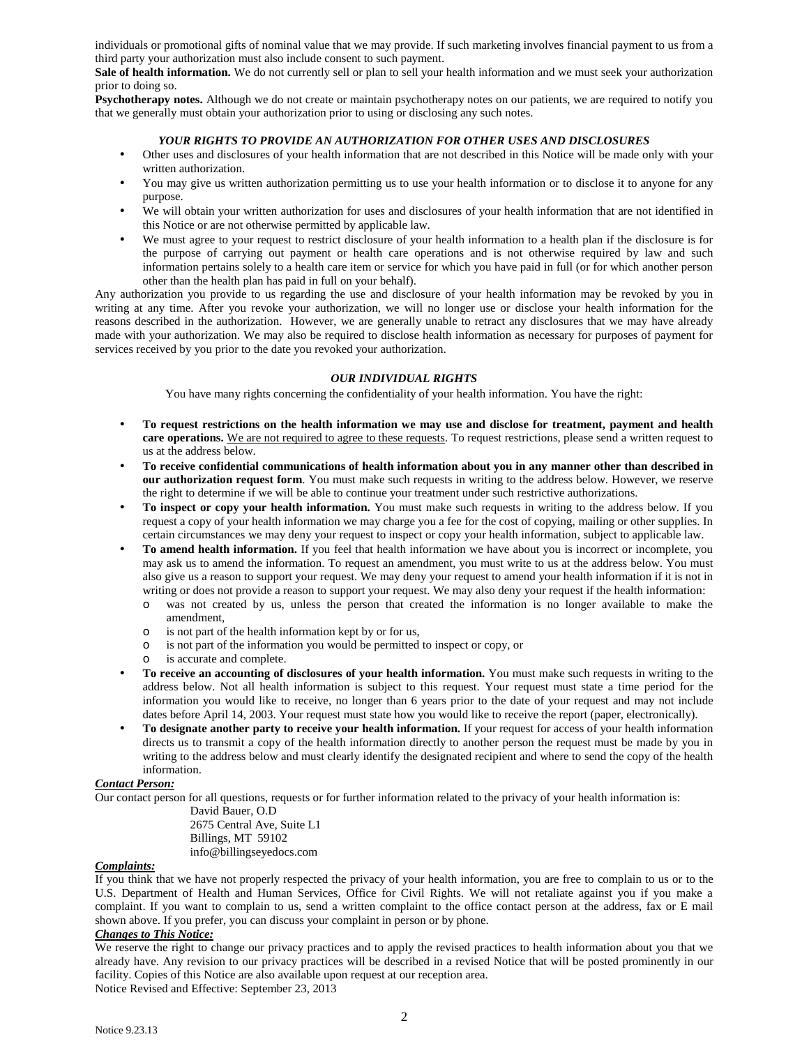individuals or promotional gifts of nominal value that we may provide. If such marketing involves financial payment to us from a third party your authorization must also include consent to such payment.

**Sale of health information.** We do not currently sell or plan to sell your health information and we must seek your authorization prior to doing so.

**Psychotherapy notes.** Although we do not create or maintain psychotherapy notes on our patients, we are required to notify you that we generally must obtain your authorization prior to using or disclosing any such notes.

### ***YOUR RIGHTS TO PROVIDE AN AUTHORIZATION FOR OTHER USES AND DISCLOSURES***

- Other uses and disclosures of your health information that are not described in this Notice will be made only with your written authorization.
- You may give us written authorization permitting us to use your health information or to disclose it to anyone for any purpose.
- We will obtain your written authorization for uses and disclosures of your health information that are not identified in this Notice or are not otherwise permitted by applicable law.
- We must agree to your request to restrict disclosure of your health information to a health plan if the disclosure is for the purpose of carrying out payment or health care operations and is not otherwise required by law and such information pertains solely to a health care item or service for which you have paid in full (or for which another person other than the health plan has paid in full on your behalf).

Any authorization you provide to us regarding the use and disclosure of your health information may be revoked by you in writing at any time. After you revoke your authorization, we will no longer use or disclose your health information for the reasons described in the authorization. However, we are generally unable to retract any disclosures that we may have already made with your authorization. We may also be required to disclose health information as necessary for purposes of payment for services received by you prior to the date you revoked your authorization.

### ***OUR INDIVIDUAL RIGHTS***

You have many rights concerning the confidentiality of your health information. You have the right:

- **To request restrictions on the health information we may use and disclose for treatment, payment and health care operations.** We are not required to agree to these requests. To request restrictions, please send a written request to us at the address below.
- **To receive confidential communications of health information about you in any manner other than described in our authorization request form**. You must make such requests in writing to the address below. However, we reserve the right to determine if we will be able to continue your treatment under such restrictive authorizations.
- **To inspect or copy your health information.** You must make such requests in writing to the address below. If you request a copy of your health information we may charge you a fee for the cost of copying, mailing or other supplies. In certain circumstances we may deny your request to inspect or copy your health information, subject to applicable law.
- **To amend health information.** If you feel that health information we have about you is incorrect or incomplete, you may ask us to amend the information. To request an amendment, you must write to us at the address below. You must also give us a reason to support your request. We may deny your request to amend your health information if it is not in writing or does not provide a reason to support your request. We may also deny your request if the health information:
  - was not created by us, unless the person that created the information is no longer available to make the amendment,
  - is not part of the health information kept by or for us,
  - is not part of the information you would be permitted to inspect or copy, or
  - is accurate and complete.
- **To receive an accounting of disclosures of your health information.** You must make such requests in writing to the address below. Not all health information is subject to this request. Your request must state a time period for the information you would like to receive, no longer than 6 years prior to the date of your request and may not include dates before April 14, 2003. Your request must state how you would like to receive the report (paper, electronically).
- **To designate another party to receive your health information.** If your request for access of your health information directs us to transmit a copy of the health information directly to another person the request must be made by you in writing to the address below and must clearly identify the designated recipient and where to send the copy of the health information.

***Contact Person:***

Our contact person for all questions, requests or for further information related to the privacy of your health information is:

David Bauer, O.D
2675 Central Ave, Suite L1
Billings, MT 59102
info@billingseyedocs.com

***Complaints:***

If you think that we have not properly respected the privacy of your health information, you are free to complain to us or to the U.S. Department of Health and Human Services, Office for Civil Rights. We will not retaliate against you if you make a complaint. If you want to complain to us, send a written complaint to the office contact person at the address, fax or E mail shown above. If you prefer, you can discuss your complaint in person or by phone.

***Changes to This Notice:***

We reserve the right to change our privacy practices and to apply the revised practices to health information about you that we already have. Any revision to our privacy practices will be described in a revised Notice that will be posted prominently in our facility. Copies of this Notice are also available upon request at our reception area.

Notice Revised and Effective: September 23, 2013